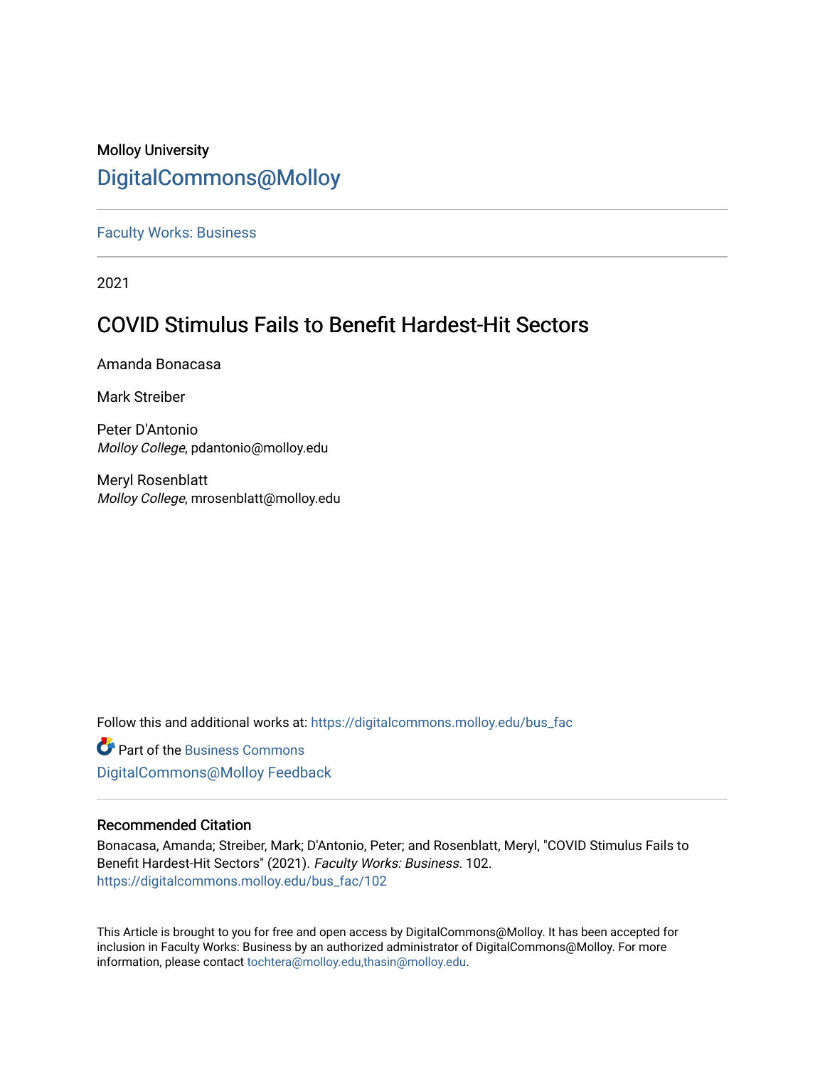Molloy University

# DigitalCommons@Molloy

Faculty Works: Business

2021

## COVID Stimulus Fails to Benefit Hardest-Hit Sectors

Amanda Bonacasa

Mark Streiber

Peter D'Antonio
*Molloy College*, pdantonio@molloy.edu

Meryl Rosenblatt
*Molloy College*, mrosenblatt@molloy.edu

Follow this and additional works at: https://digitalcommons.molloy.edu/bus_fac

Part of the Business Commons

DigitalCommons@Molloy Feedback

### Recommended Citation

Bonacasa, Amanda; Streiber, Mark; D'Antonio, Peter; and Rosenblatt, Meryl, "COVID Stimulus Fails to Benefit Hardest-Hit Sectors" (2021). *Faculty Works: Business*. 102.
https://digitalcommons.molloy.edu/bus_fac/102

This Article is brought to you for free and open access by DigitalCommons@Molloy. It has been accepted for inclusion in Faculty Works: Business by an authorized administrator of DigitalCommons@Molloy. For more information, please contact tochtera@molloy.edu,thasin@molloy.edu.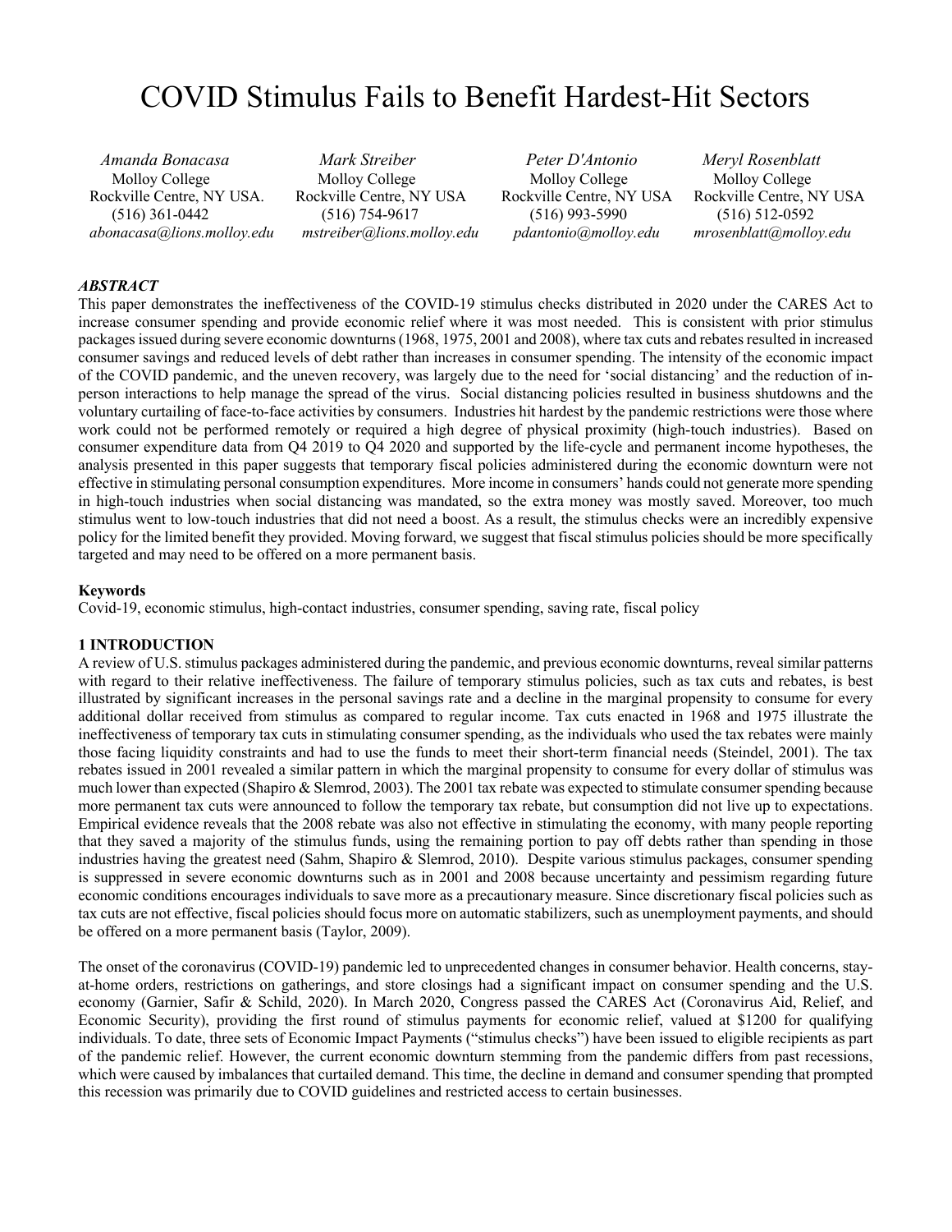# COVID Stimulus Fails to Benefit Hardest-Hit Sectors

*Amanda Bonacasa*
Molloy College
Rockville Centre, NY USA.
(516) 361-0442
*abonacasa@lions.molloy.edu*

*Mark Streiber*
Molloy College
Rockville Centre, NY USA
(516) 754-9617
*mstreiber@lions.molloy.edu*

*Peter D'Antonio*
Molloy College
Rockville Centre, NY USA
(516) 993-5990
*pdantonio@molloy.edu*

*Meryl Rosenblatt*
Molloy College
Rockville Centre, NY USA
(516) 512-0592
*mrosenblatt@molloy.edu*

### *ABSTRACT*

This paper demonstrates the ineffectiveness of the COVID-19 stimulus checks distributed in 2020 under the CARES Act to increase consumer spending and provide economic relief where it was most needed. This is consistent with prior stimulus packages issued during severe economic downturns (1968, 1975, 2001 and 2008), where tax cuts and rebates resulted in increased consumer savings and reduced levels of debt rather than increases in consumer spending. The intensity of the economic impact of the COVID pandemic, and the uneven recovery, was largely due to the need for 'social distancing' and the reduction of in-person interactions to help manage the spread of the virus. Social distancing policies resulted in business shutdowns and the voluntary curtailing of face-to-face activities by consumers. Industries hit hardest by the pandemic restrictions were those where work could not be performed remotely or required a high degree of physical proximity (high-touch industries). Based on consumer expenditure data from Q4 2019 to Q4 2020 and supported by the life-cycle and permanent income hypotheses, the analysis presented in this paper suggests that temporary fiscal policies administered during the economic downturn were not effective in stimulating personal consumption expenditures. More income in consumers' hands could not generate more spending in high-touch industries when social distancing was mandated, so the extra money was mostly saved. Moreover, too much stimulus went to low-touch industries that did not need a boost. As a result, the stimulus checks were an incredibly expensive policy for the limited benefit they provided. Moving forward, we suggest that fiscal stimulus policies should be more specifically targeted and may need to be offered on a more permanent basis.

### Keywords

Covid-19, economic stimulus, high-contact industries, consumer spending, saving rate, fiscal policy

## 1 INTRODUCTION

A review of U.S. stimulus packages administered during the pandemic, and previous economic downturns, reveal similar patterns with regard to their relative ineffectiveness. The failure of temporary stimulus policies, such as tax cuts and rebates, is best illustrated by significant increases in the personal savings rate and a decline in the marginal propensity to consume for every additional dollar received from stimulus as compared to regular income. Tax cuts enacted in 1968 and 1975 illustrate the ineffectiveness of temporary tax cuts in stimulating consumer spending, as the individuals who used the tax rebates were mainly those facing liquidity constraints and had to use the funds to meet their short-term financial needs (Steindel, 2001). The tax rebates issued in 2001 revealed a similar pattern in which the marginal propensity to consume for every dollar of stimulus was much lower than expected (Shapiro & Slemrod, 2003). The 2001 tax rebate was expected to stimulate consumer spending because more permanent tax cuts were announced to follow the temporary tax rebate, but consumption did not live up to expectations. Empirical evidence reveals that the 2008 rebate was also not effective in stimulating the economy, with many people reporting that they saved a majority of the stimulus funds, using the remaining portion to pay off debts rather than spending in those industries having the greatest need (Sahm, Shapiro & Slemrod, 2010). Despite various stimulus packages, consumer spending is suppressed in severe economic downturns such as in 2001 and 2008 because uncertainty and pessimism regarding future economic conditions encourages individuals to save more as a precautionary measure. Since discretionary fiscal policies such as tax cuts are not effective, fiscal policies should focus more on automatic stabilizers, such as unemployment payments, and should be offered on a more permanent basis (Taylor, 2009).

The onset of the coronavirus (COVID-19) pandemic led to unprecedented changes in consumer behavior. Health concerns, stay-at-home orders, restrictions on gatherings, and store closings had a significant impact on consumer spending and the U.S. economy (Garnier, Safir & Schild, 2020). In March 2020, Congress passed the CARES Act (Coronavirus Aid, Relief, and Economic Security), providing the first round of stimulus payments for economic relief, valued at $1200 for qualifying individuals. To date, three sets of Economic Impact Payments ("stimulus checks") have been issued to eligible recipients as part of the pandemic relief. However, the current economic downturn stemming from the pandemic differs from past recessions, which were caused by imbalances that curtailed demand. This time, the decline in demand and consumer spending that prompted this recession was primarily due to COVID guidelines and restricted access to certain businesses.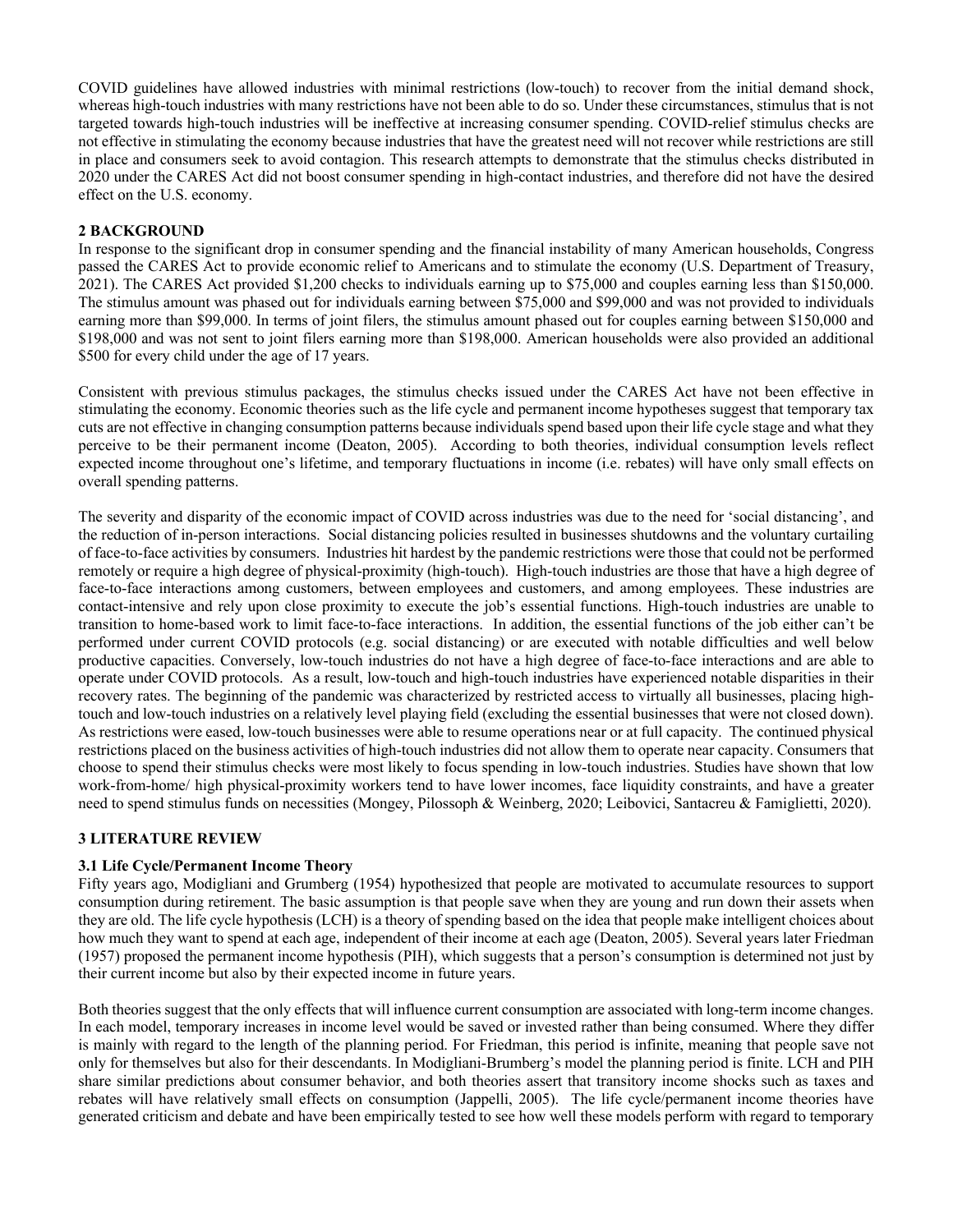COVID guidelines have allowed industries with minimal restrictions (low-touch) to recover from the initial demand shock, whereas high-touch industries with many restrictions have not been able to do so. Under these circumstances, stimulus that is not targeted towards high-touch industries will be ineffective at increasing consumer spending. COVID-relief stimulus checks are not effective in stimulating the economy because industries that have the greatest need will not recover while restrictions are still in place and consumers seek to avoid contagion. This research attempts to demonstrate that the stimulus checks distributed in 2020 under the CARES Act did not boost consumer spending in high-contact industries, and therefore did not have the desired effect on the U.S. economy.

## 2 BACKGROUND

In response to the significant drop in consumer spending and the financial instability of many American households, Congress passed the CARES Act to provide economic relief to Americans and to stimulate the economy (U.S. Department of Treasury, 2021). The CARES Act provided $1,200 checks to individuals earning up to $75,000 and couples earning less than $150,000. The stimulus amount was phased out for individuals earning between $75,000 and $99,000 and was not provided to individuals earning more than $99,000. In terms of joint filers, the stimulus amount phased out for couples earning between $150,000 and $198,000 and was not sent to joint filers earning more than $198,000. American households were also provided an additional $500 for every child under the age of 17 years.

Consistent with previous stimulus packages, the stimulus checks issued under the CARES Act have not been effective in stimulating the economy. Economic theories such as the life cycle and permanent income hypotheses suggest that temporary tax cuts are not effective in changing consumption patterns because individuals spend based upon their life cycle stage and what they perceive to be their permanent income (Deaton, 2005). According to both theories, individual consumption levels reflect expected income throughout one's lifetime, and temporary fluctuations in income (i.e. rebates) will have only small effects on overall spending patterns.

The severity and disparity of the economic impact of COVID across industries was due to the need for 'social distancing', and the reduction of in-person interactions. Social distancing policies resulted in businesses shutdowns and the voluntary curtailing of face-to-face activities by consumers. Industries hit hardest by the pandemic restrictions were those that could not be performed remotely or require a high degree of physical-proximity (high-touch). High-touch industries are those that have a high degree of face-to-face interactions among customers, between employees and customers, and among employees. These industries are contact-intensive and rely upon close proximity to execute the job's essential functions. High-touch industries are unable to transition to home-based work to limit face-to-face interactions. In addition, the essential functions of the job either can't be performed under current COVID protocols (e.g. social distancing) or are executed with notable difficulties and well below productive capacities. Conversely, low-touch industries do not have a high degree of face-to-face interactions and are able to operate under COVID protocols. As a result, low-touch and high-touch industries have experienced notable disparities in their recovery rates. The beginning of the pandemic was characterized by restricted access to virtually all businesses, placing high-touch and low-touch industries on a relatively level playing field (excluding the essential businesses that were not closed down). As restrictions were eased, low-touch businesses were able to resume operations near or at full capacity. The continued physical restrictions placed on the business activities of high-touch industries did not allow them to operate near capacity. Consumers that choose to spend their stimulus checks were most likely to focus spending in low-touch industries. Studies have shown that low work-from-home/ high physical-proximity workers tend to have lower incomes, face liquidity constraints, and have a greater need to spend stimulus funds on necessities (Mongey, Pilossoph & Weinberg, 2020; Leibovici, Santacreu & Famiglietti, 2020).

## 3 LITERATURE REVIEW

### 3.1 Life Cycle/Permanent Income Theory

Fifty years ago, Modigliani and Grumberg (1954) hypothesized that people are motivated to accumulate resources to support consumption during retirement. The basic assumption is that people save when they are young and run down their assets when they are old. The life cycle hypothesis (LCH) is a theory of spending based on the idea that people make intelligent choices about how much they want to spend at each age, independent of their income at each age (Deaton, 2005). Several years later Friedman (1957) proposed the permanent income hypothesis (PIH), which suggests that a person's consumption is determined not just by their current income but also by their expected income in future years.

Both theories suggest that the only effects that will influence current consumption are associated with long-term income changes. In each model, temporary increases in income level would be saved or invested rather than being consumed. Where they differ is mainly with regard to the length of the planning period. For Friedman, this period is infinite, meaning that people save not only for themselves but also for their descendants. In Modigliani-Brumberg's model the planning period is finite. LCH and PIH share similar predictions about consumer behavior, and both theories assert that transitory income shocks such as taxes and rebates will have relatively small effects on consumption (Jappelli, 2005). The life cycle/permanent income theories have generated criticism and debate and have been empirically tested to see how well these models perform with regard to temporary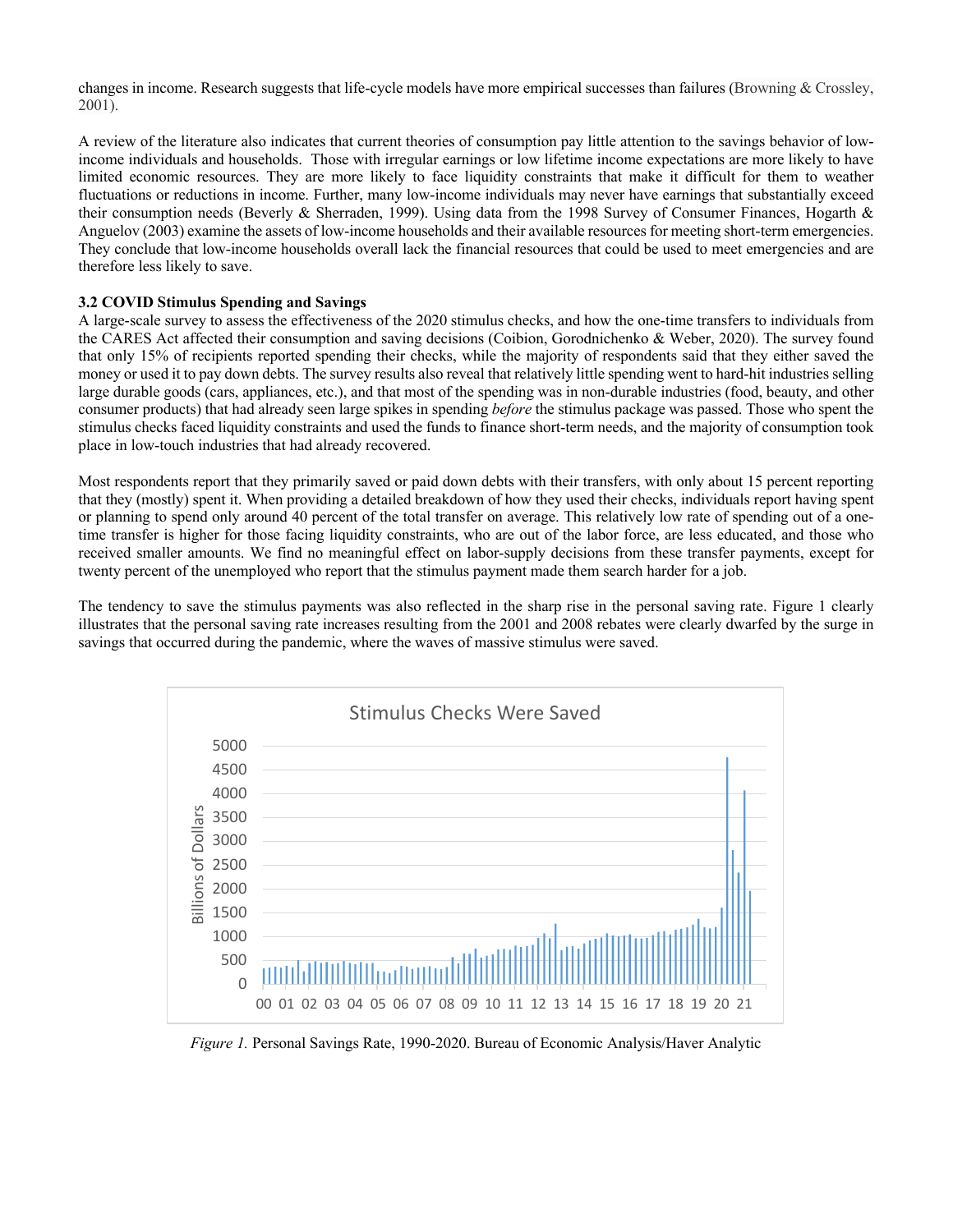changes in income. Research suggests that life-cycle models have more empirical successes than failures (Browning & Crossley, 2001).

A review of the literature also indicates that current theories of consumption pay little attention to the savings behavior of low-income individuals and households. Those with irregular earnings or low lifetime income expectations are more likely to have limited economic resources. They are more likely to face liquidity constraints that make it difficult for them to weather fluctuations or reductions in income. Further, many low-income individuals may never have earnings that substantially exceed their consumption needs (Beverly & Sherraden, 1999). Using data from the 1998 Survey of Consumer Finances, Hogarth & Anguelov (2003) examine the assets of low-income households and their available resources for meeting short-term emergencies. They conclude that low-income households overall lack the financial resources that could be used to meet emergencies and are therefore less likely to save.

### 3.2 COVID Stimulus Spending and Savings

A large-scale survey to assess the effectiveness of the 2020 stimulus checks, and how the one-time transfers to individuals from the CARES Act affected their consumption and saving decisions (Coibion, Gorodnichenko & Weber, 2020). The survey found that only 15% of recipients reported spending their checks, while the majority of respondents said that they either saved the money or used it to pay down debts. The survey results also reveal that relatively little spending went to hard-hit industries selling large durable goods (cars, appliances, etc.), and that most of the spending was in non-durable industries (food, beauty, and other consumer products) that had already seen large spikes in spending *before* the stimulus package was passed. Those who spent the stimulus checks faced liquidity constraints and used the funds to finance short-term needs, and the majority of consumption took place in low-touch industries that had already recovered.

Most respondents report that they primarily saved or paid down debts with their transfers, with only about 15 percent reporting that they (mostly) spent it. When providing a detailed breakdown of how they used their checks, individuals report having spent or planning to spend only around 40 percent of the total transfer on average. This relatively low rate of spending out of a one-time transfer is higher for those facing liquidity constraints, who are out of the labor force, are less educated, and those who received smaller amounts. We find no meaningful effect on labor-supply decisions from these transfer payments, except for twenty percent of the unemployed who report that the stimulus payment made them search harder for a job.

The tendency to save the stimulus payments was also reflected in the sharp rise in the personal saving rate. Figure 1 clearly illustrates that the personal saving rate increases resulting from the 2001 and 2008 rebates were clearly dwarfed by the surge in savings that occurred during the pandemic, where the waves of massive stimulus were saved.

*Figure 1.* Personal Savings Rate, 1990-2020. Bureau of Economic Analysis/Haver Analytic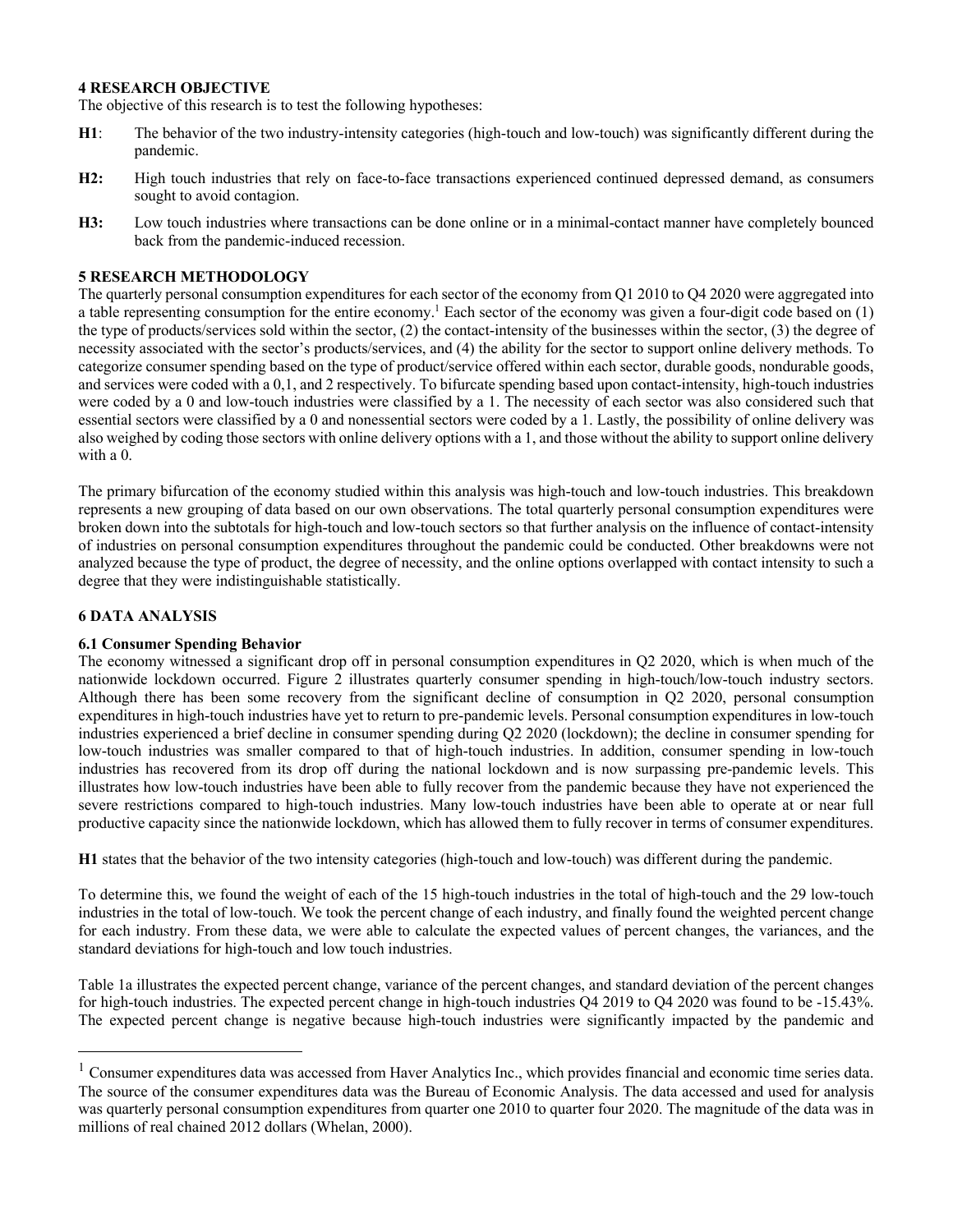## 4 RESEARCH OBJECTIVE

The objective of this research is to test the following hypotheses:

- **H1**: The behavior of the two industry-intensity categories (high-touch and low-touch) was significantly different during the pandemic.
- **H2:** High touch industries that rely on face-to-face transactions experienced continued depressed demand, as consumers sought to avoid contagion.
- **H3:** Low touch industries where transactions can be done online or in a minimal-contact manner have completely bounced back from the pandemic-induced recession.

## 5 RESEARCH METHODOLOGY

The quarterly personal consumption expenditures for each sector of the economy from Q1 2010 to Q4 2020 were aggregated into a table representing consumption for the entire economy.[1] Each sector of the economy was given a four-digit code based on (1) the type of products/services sold within the sector, (2) the contact-intensity of the businesses within the sector, (3) the degree of necessity associated with the sector's products/services, and (4) the ability for the sector to support online delivery methods. To categorize consumer spending based on the type of product/service offered within each sector, durable goods, nondurable goods, and services were coded with a 0,1, and 2 respectively. To bifurcate spending based upon contact-intensity, high-touch industries were coded by a 0 and low-touch industries were classified by a 1. The necessity of each sector was also considered such that essential sectors were classified by a 0 and nonessential sectors were coded by a 1. Lastly, the possibility of online delivery was also weighed by coding those sectors with online delivery options with a 1, and those without the ability to support online delivery with a 0.

The primary bifurcation of the economy studied within this analysis was high-touch and low-touch industries. This breakdown represents a new grouping of data based on our own observations. The total quarterly personal consumption expenditures were broken down into the subtotals for high-touch and low-touch sectors so that further analysis on the influence of contact-intensity of industries on personal consumption expenditures throughout the pandemic could be conducted. Other breakdowns were not analyzed because the type of product, the degree of necessity, and the online options overlapped with contact intensity to such a degree that they were indistinguishable statistically.

## 6 DATA ANALYSIS

### 6.1 Consumer Spending Behavior

The economy witnessed a significant drop off in personal consumption expenditures in Q2 2020, which is when much of the nationwide lockdown occurred. Figure 2 illustrates quarterly consumer spending in high-touch/low-touch industry sectors. Although there has been some recovery from the significant decline of consumption in Q2 2020, personal consumption expenditures in high-touch industries have yet to return to pre-pandemic levels. Personal consumption expenditures in low-touch industries experienced a brief decline in consumer spending during Q2 2020 (lockdown); the decline in consumer spending for low-touch industries was smaller compared to that of high-touch industries. In addition, consumer spending in low-touch industries has recovered from its drop off during the national lockdown and is now surpassing pre-pandemic levels. This illustrates how low-touch industries have been able to fully recover from the pandemic because they have not experienced the severe restrictions compared to high-touch industries. Many low-touch industries have been able to operate at or near full productive capacity since the nationwide lockdown, which has allowed them to fully recover in terms of consumer expenditures.

**H1** states that the behavior of the two intensity categories (high-touch and low-touch) was different during the pandemic.

To determine this, we found the weight of each of the 15 high-touch industries in the total of high-touch and the 29 low-touch industries in the total of low-touch. We took the percent change of each industry, and finally found the weighted percent change for each industry. From these data, we were able to calculate the expected values of percent changes, the variances, and the standard deviations for high-touch and low touch industries.

Table 1a illustrates the expected percent change, variance of the percent changes, and standard deviation of the percent changes for high-touch industries. The expected percent change in high-touch industries Q4 2019 to Q4 2020 was found to be -15.43%. The expected percent change is negative because high-touch industries were significantly impacted by the pandemic and

---

[1] Consumer expenditures data was accessed from Haver Analytics Inc., which provides financial and economic time series data. The source of the consumer expenditures data was the Bureau of Economic Analysis. The data accessed and used for analysis was quarterly personal consumption expenditures from quarter one 2010 to quarter four 2020. The magnitude of the data was in millions of real chained 2012 dollars (Whelan, 2000).